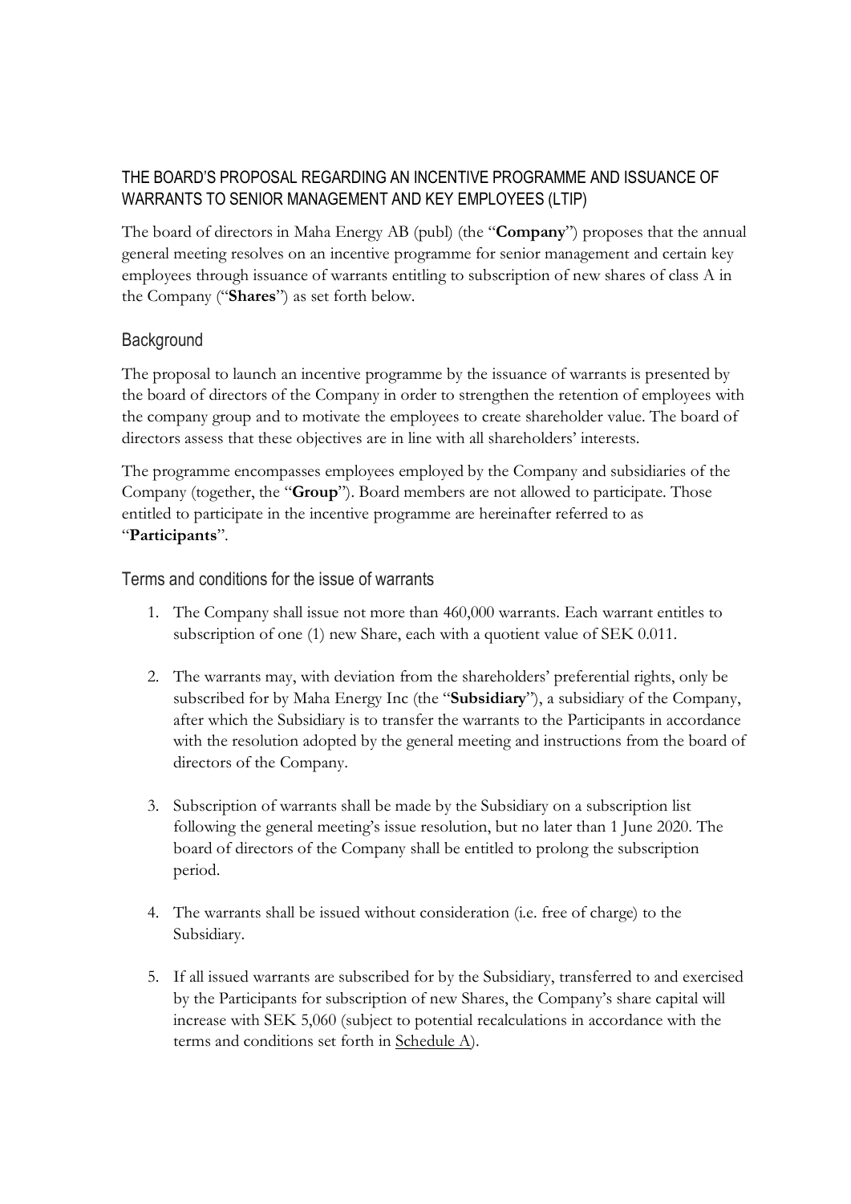# THE BOARD'S PROPOSAL REGARDING AN INCENTIVE PROGRAMME AND ISSUANCE OF WARRANTS TO SENIOR MANAGEMENT AND KEY EMPLOYEES (LTIP)

The board of directors in Maha Energy AB (publ) (the "**Company**") proposes that the annual general meeting resolves on an incentive programme for senior management and certain key employees through issuance of warrants entitling to subscription of new shares of class A in the Company ("**Shares**") as set forth below.

## Background

The proposal to launch an incentive programme by the issuance of warrants is presented by the board of directors of the Company in order to strengthen the retention of employees with the company group and to motivate the employees to create shareholder value. The board of directors assess that these objectives are in line with all shareholders' interests.

The programme encompasses employees employed by the Company and subsidiaries of the Company (together, the "**Group**"). Board members are not allowed to participate. Those entitled to participate in the incentive programme are hereinafter referred to as "**Participants**".

## Terms and conditions for the issue of warrants

1. The Company shall issue not more than 460,000 warrants. Each warrant entitles to subscription of one (1) new Share, each with a quotient value of SEK 0.011.

2. The warrants may, with deviation from the shareholders' preferential rights, only be subscribed for by Maha Energy Inc (the "**Subsidiary**"), a subsidiary of the Company, after which the Subsidiary is to transfer the warrants to the Participants in accordance with the resolution adopted by the general meeting and instructions from the board of directors of the Company.

3. Subscription of warrants shall be made by the Subsidiary on a subscription list following the general meeting's issue resolution, but no later than 1 June 2020. The board of directors of the Company shall be entitled to prolong the subscription period.

4. The warrants shall be issued without consideration (i.e. free of charge) to the Subsidiary.

5. If all issued warrants are subscribed for by the Subsidiary, transferred to and exercised by the Participants for subscription of new Shares, the Company's share capital will increase with SEK 5,060 (subject to potential recalculations in accordance with the terms and conditions set forth in Schedule A).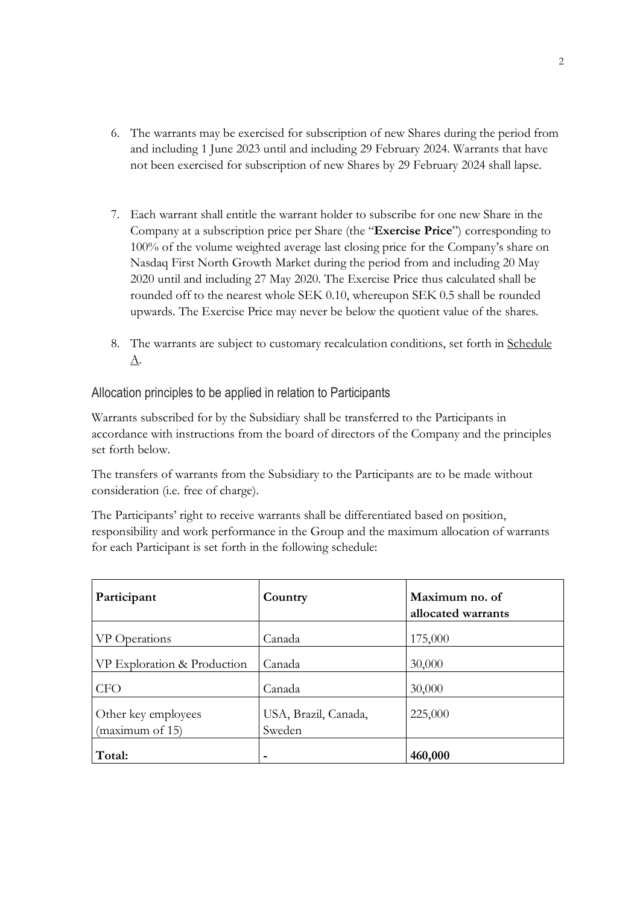6. The warrants may be exercised for subscription of new Shares during the period from and including 1 June 2023 until and including 29 February 2024. Warrants that have not been exercised for subscription of new Shares by 29 February 2024 shall lapse.

7. Each warrant shall entitle the warrant holder to subscribe for one new Share in the Company at a subscription price per Share (the "**Exercise Price**") corresponding to 100% of the volume weighted average last closing price for the Company's share on Nasdaq First North Growth Market during the period from and including 20 May 2020 until and including 27 May 2020. The Exercise Price thus calculated shall be rounded off to the nearest whole SEK 0.10, whereupon SEK 0.5 shall be rounded upwards. The Exercise Price may never be below the quotient value of the shares.

8. The warrants are subject to customary recalculation conditions, set forth in Schedule A.

## Allocation principles to be applied in relation to Participants

Warrants subscribed for by the Subsidiary shall be transferred to the Participants in accordance with instructions from the board of directors of the Company and the principles set forth below.

The transfers of warrants from the Subsidiary to the Participants are to be made without consideration (i.e. free of charge).

The Participants' right to receive warrants shall be differentiated based on position, responsibility and work performance in the Group and the maximum allocation of warrants for each Participant is set forth in the following schedule:

| **Participant** | **Country** | **Maximum no. of allocated warrants** |
|---|---|---|
| VP Operations | Canada | 175,000 |
| VP Exploration & Production | Canada | 30,000 |
| CFO | Canada | 30,000 |
| Other key employees (maximum of 15) | USA, Brazil, Canada, Sweden | 225,000 |
| **Total:** | - | **460,000** |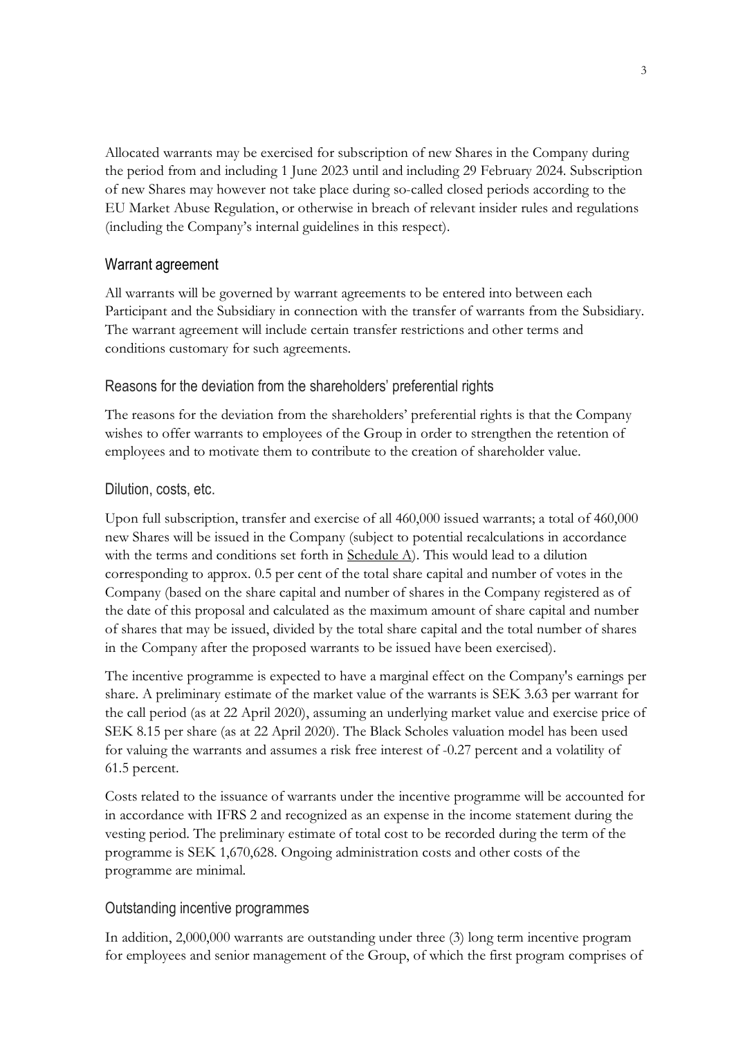Allocated warrants may be exercised for subscription of new Shares in the Company during the period from and including 1 June 2023 until and including 29 February 2024. Subscription of new Shares may however not take place during so-called closed periods according to the EU Market Abuse Regulation, or otherwise in breach of relevant insider rules and regulations (including the Company's internal guidelines in this respect).

### Warrant agreement

All warrants will be governed by warrant agreements to be entered into between each Participant and the Subsidiary in connection with the transfer of warrants from the Subsidiary. The warrant agreement will include certain transfer restrictions and other terms and conditions customary for such agreements.

### Reasons for the deviation from the shareholders' preferential rights

The reasons for the deviation from the shareholders' preferential rights is that the Company wishes to offer warrants to employees of the Group in order to strengthen the retention of employees and to motivate them to contribute to the creation of shareholder value.

### Dilution, costs, etc.

Upon full subscription, transfer and exercise of all 460,000 issued warrants; a total of 460,000 new Shares will be issued in the Company (subject to potential recalculations in accordance with the terms and conditions set forth in Schedule A). This would lead to a dilution corresponding to approx. 0.5 per cent of the total share capital and number of votes in the Company (based on the share capital and number of shares in the Company registered as of the date of this proposal and calculated as the maximum amount of share capital and number of shares that may be issued, divided by the total share capital and the total number of shares in the Company after the proposed warrants to be issued have been exercised).

The incentive programme is expected to have a marginal effect on the Company's earnings per share. A preliminary estimate of the market value of the warrants is SEK 3.63 per warrant for the call period (as at 22 April 2020), assuming an underlying market value and exercise price of SEK 8.15 per share (as at 22 April 2020). The Black Scholes valuation model has been used for valuing the warrants and assumes a risk free interest of -0.27 percent and a volatility of 61.5 percent.

Costs related to the issuance of warrants under the incentive programme will be accounted for in accordance with IFRS 2 and recognized as an expense in the income statement during the vesting period. The preliminary estimate of total cost to be recorded during the term of the programme is SEK 1,670,628. Ongoing administration costs and other costs of the programme are minimal.

### Outstanding incentive programmes

In addition, 2,000,000 warrants are outstanding under three (3) long term incentive program for employees and senior management of the Group, of which the first program comprises of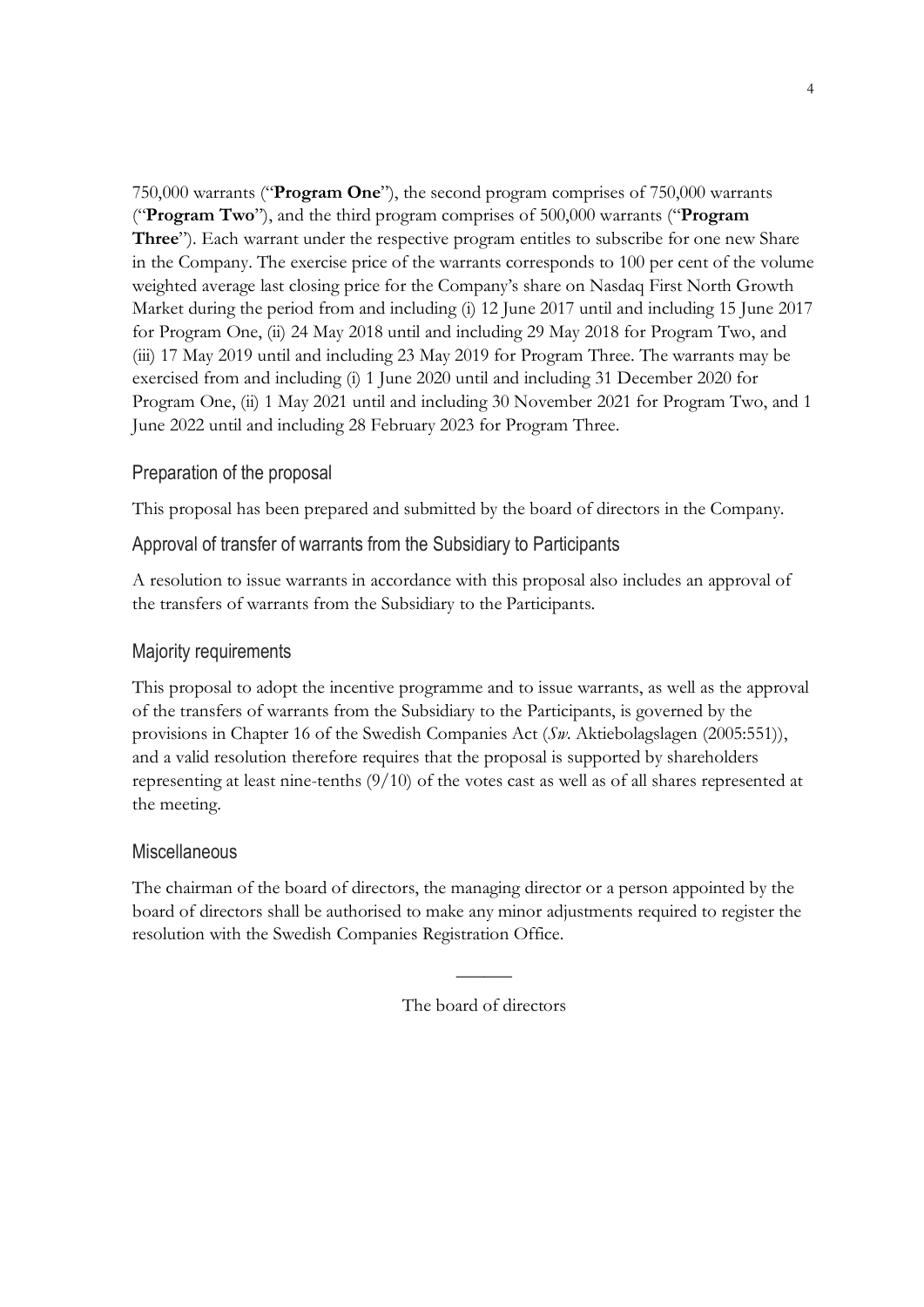750,000 warrants ("**Program One**"), the second program comprises of 750,000 warrants ("**Program Two**"), and the third program comprises of 500,000 warrants ("**Program Three**"). Each warrant under the respective program entitles to subscribe for one new Share in the Company. The exercise price of the warrants corresponds to 100 per cent of the volume weighted average last closing price for the Company's share on Nasdaq First North Growth Market during the period from and including (i) 12 June 2017 until and including 15 June 2017 for Program One, (ii) 24 May 2018 until and including 29 May 2018 for Program Two, and (iii) 17 May 2019 until and including 23 May 2019 for Program Three. The warrants may be exercised from and including (i) 1 June 2020 until and including 31 December 2020 for Program One, (ii) 1 May 2021 until and including 30 November 2021 for Program Two, and 1 June 2022 until and including 28 February 2023 for Program Three.

## Preparation of the proposal

This proposal has been prepared and submitted by the board of directors in the Company.

## Approval of transfer of warrants from the Subsidiary to Participants

A resolution to issue warrants in accordance with this proposal also includes an approval of the transfers of warrants from the Subsidiary to the Participants.

## Majority requirements

This proposal to adopt the incentive programme and to issue warrants, as well as the approval of the transfers of warrants from the Subsidiary to the Participants, is governed by the provisions in Chapter 16 of the Swedish Companies Act (*Sw.* Aktiebolagslagen (2005:551)), and a valid resolution therefore requires that the proposal is supported by shareholders representing at least nine-tenths (9/10) of the votes cast as well as of all shares represented at the meeting.

## Miscellaneous

The chairman of the board of directors, the managing director or a person appointed by the board of directors shall be authorised to make any minor adjustments required to register the resolution with the Swedish Companies Registration Office.

\_\_\_\_\_\_

The board of directors